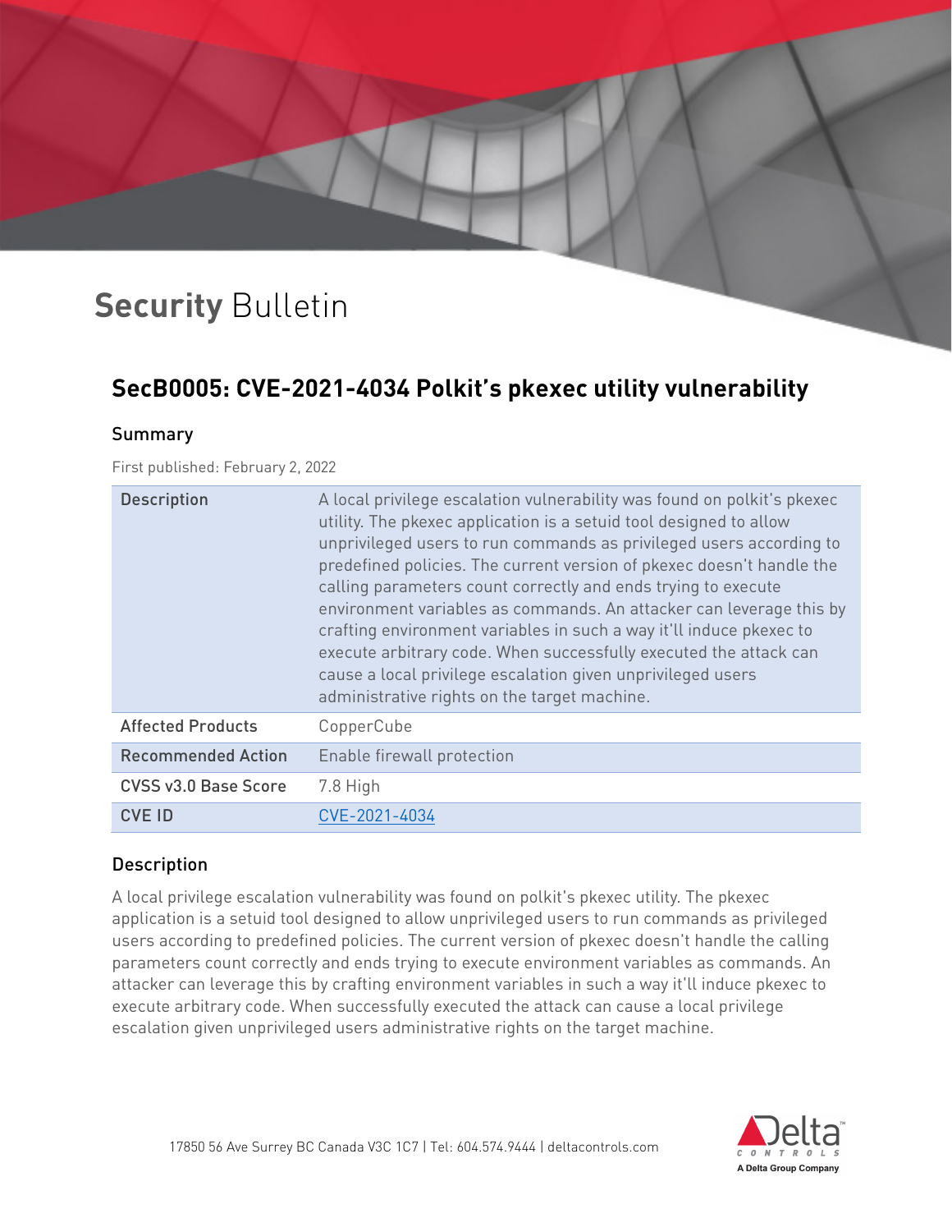# Security Bulletin

## SecB0005: CVE-2021-4034 Polkit's pkexec utility vulnerability

### Summary

First published: February 2, 2022

| | |
|---|---|
| Description | A local privilege escalation vulnerability was found on polkit's pkexec utility. The pkexec application is a setuid tool designed to allow unprivileged users to run commands as privileged users according to predefined policies. The current version of pkexec doesn't handle the calling parameters count correctly and ends trying to execute environment variables as commands. An attacker can leverage this by crafting environment variables in such a way it'll induce pkexec to execute arbitrary code. When successfully executed the attack can cause a local privilege escalation given unprivileged users administrative rights on the target machine. |
| Affected Products | CopperCube |
| Recommended Action | Enable firewall protection |
| CVSS v3.0 Base Score | 7.8 High |
| CVE ID | CVE-2021-4034 |

### Description

A local privilege escalation vulnerability was found on polkit's pkexec utility. The pkexec application is a setuid tool designed to allow unprivileged users to run commands as privileged users according to predefined policies. The current version of pkexec doesn't handle the calling parameters count correctly and ends trying to execute environment variables as commands. An attacker can leverage this by crafting environment variables in such a way it'll induce pkexec to execute arbitrary code. When successfully executed the attack can cause a local privilege escalation given unprivileged users administrative rights on the target machine.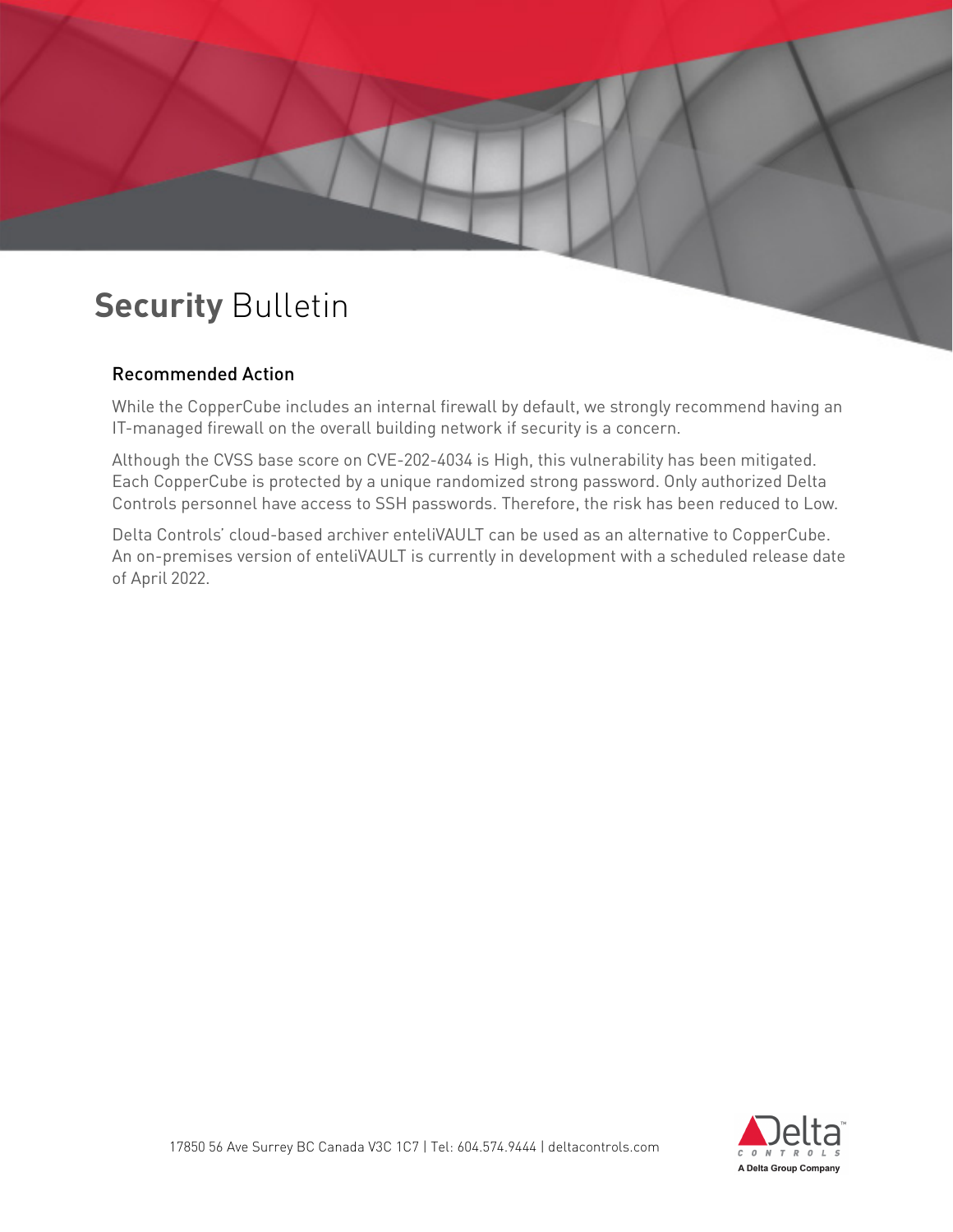# **Security** Bulletin

## Recommended Action

While the CopperCube includes an internal firewall by default, we strongly recommend having an IT-managed firewall on the overall building network if security is a concern.

Although the CVSS base score on CVE-202-4034 is High, this vulnerability has been mitigated. Each CopperCube is protected by a unique randomized strong password. Only authorized Delta Controls personnel have access to SSH passwords. Therefore, the risk has been reduced to Low.

Delta Controls' cloud-based archiver enteliVAULT can be used as an alternative to CopperCube. An on-premises version of enteliVAULT is currently in development with a scheduled release date of April 2022.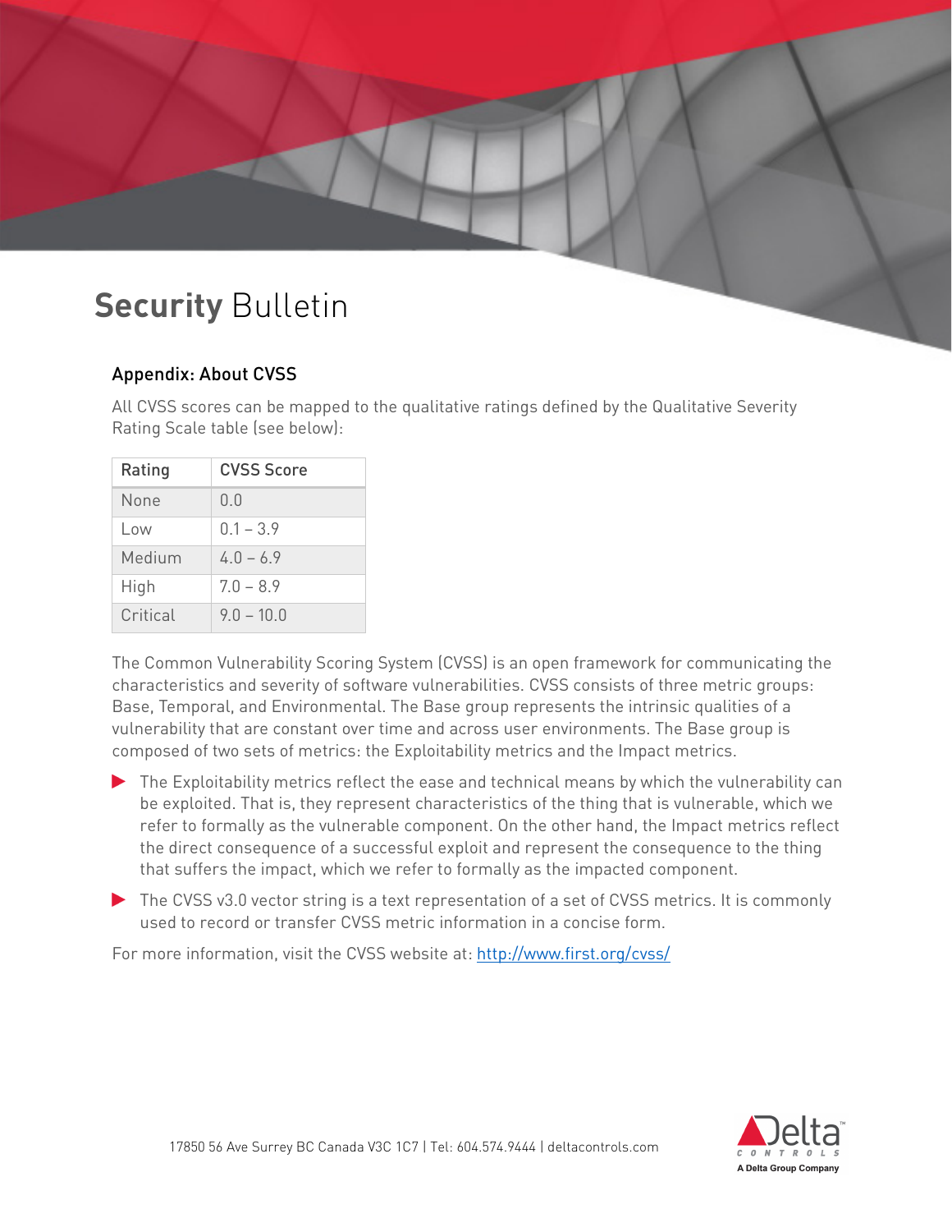# **Security** Bulletin

## Appendix: About CVSS

All CVSS scores can be mapped to the qualitative ratings defined by the Qualitative Severity Rating Scale table (see below):

| Rating | CVSS Score |
|---|---|
| None | 0.0 |
| Low | 0.1 – 3.9 |
| Medium | 4.0 – 6.9 |
| High | 7.0 – 8.9 |
| Critical | 9.0 – 10.0 |

The Common Vulnerability Scoring System (CVSS) is an open framework for communicating the characteristics and severity of software vulnerabilities. CVSS consists of three metric groups: Base, Temporal, and Environmental. The Base group represents the intrinsic qualities of a vulnerability that are constant over time and across user environments. The Base group is composed of two sets of metrics: the Exploitability metrics and the Impact metrics.

- The Exploitability metrics reflect the ease and technical means by which the vulnerability can be exploited. That is, they represent characteristics of the thing that is vulnerable, which we refer to formally as the vulnerable component. On the other hand, the Impact metrics reflect the direct consequence of a successful exploit and represent the consequence to the thing that suffers the impact, which we refer to formally as the impacted component.
- The CVSS v3.0 vector string is a text representation of a set of CVSS metrics. It is commonly used to record or transfer CVSS metric information in a concise form.

For more information, visit the CVSS website at: [http://www.first.org/cvss/](http://www.first.org/cvss/)

17850 56 Ave Surrey BC Canada V3C 1C7 | Tel: 604.574.9444 | deltacontrols.com